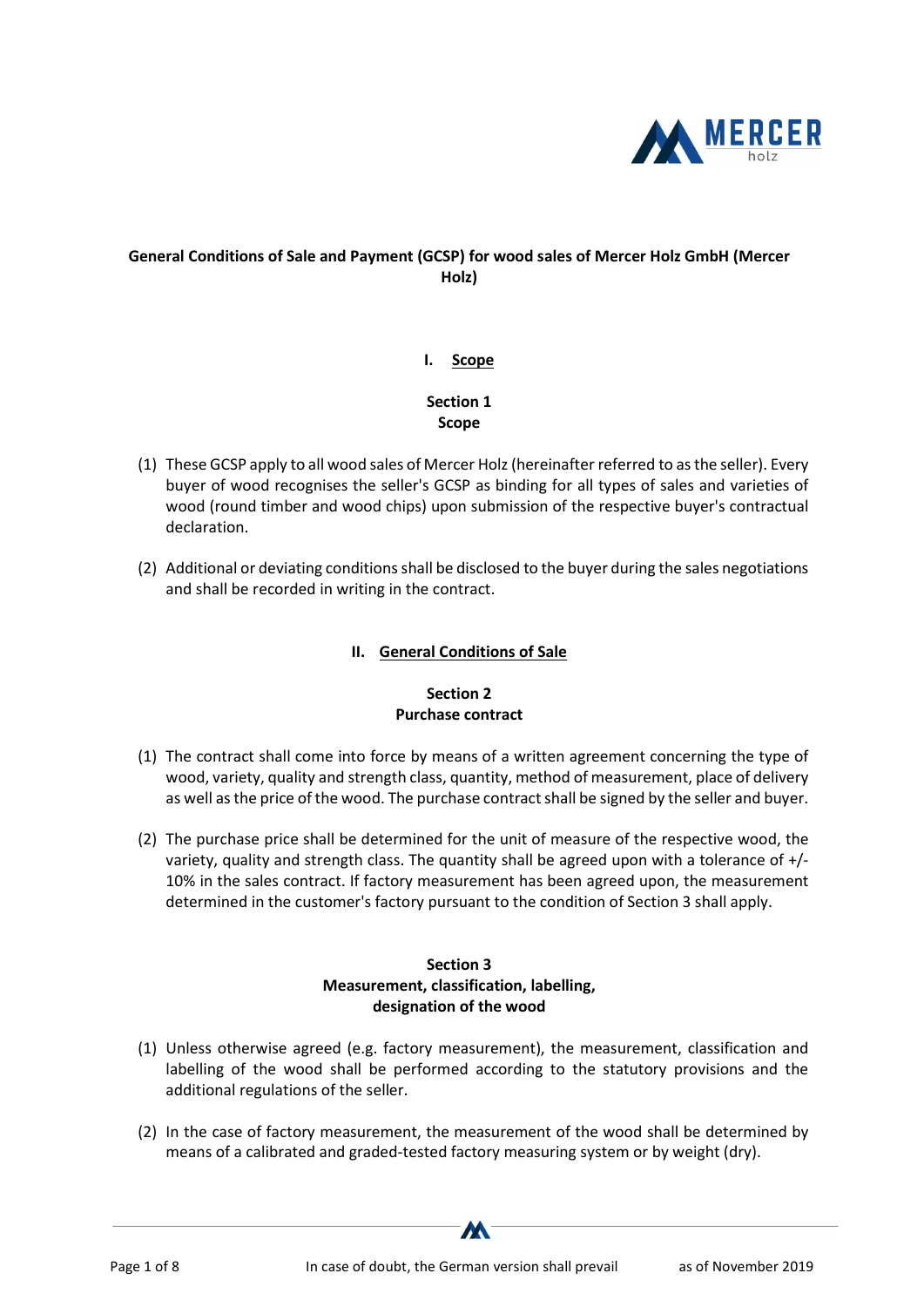# General Conditions of Sale and Payment (GCSP) for wood sales of Mercer Holz GmbH (Mercer Holz)

## I. Scope

### Section 1
### Scope

(1) These GCSP apply to all wood sales of Mercer Holz (hereinafter referred to as the seller). Every buyer of wood recognises the seller's GCSP as binding for all types of sales and varieties of wood (round timber and wood chips) upon submission of the respective buyer's contractual declaration.

(2) Additional or deviating conditions shall be disclosed to the buyer during the sales negotiations and shall be recorded in writing in the contract.

## II. General Conditions of Sale

### Section 2
### Purchase contract

(1) The contract shall come into force by means of a written agreement concerning the type of wood, variety, quality and strength class, quantity, method of measurement, place of delivery as well as the price of the wood. The purchase contract shall be signed by the seller and buyer.

(2) The purchase price shall be determined for the unit of measure of the respective wood, the variety, quality and strength class. The quantity shall be agreed upon with a tolerance of +/- 10% in the sales contract. If factory measurement has been agreed upon, the measurement determined in the customer's factory pursuant to the condition of Section 3 shall apply.

### Section 3
### Measurement, classification, labelling, designation of the wood

(1) Unless otherwise agreed (e.g. factory measurement), the measurement, classification and labelling of the wood shall be performed according to the statutory provisions and the additional regulations of the seller.

(2) In the case of factory measurement, the measurement of the wood shall be determined by means of a calibrated and graded-tested factory measuring system or by weight (dry).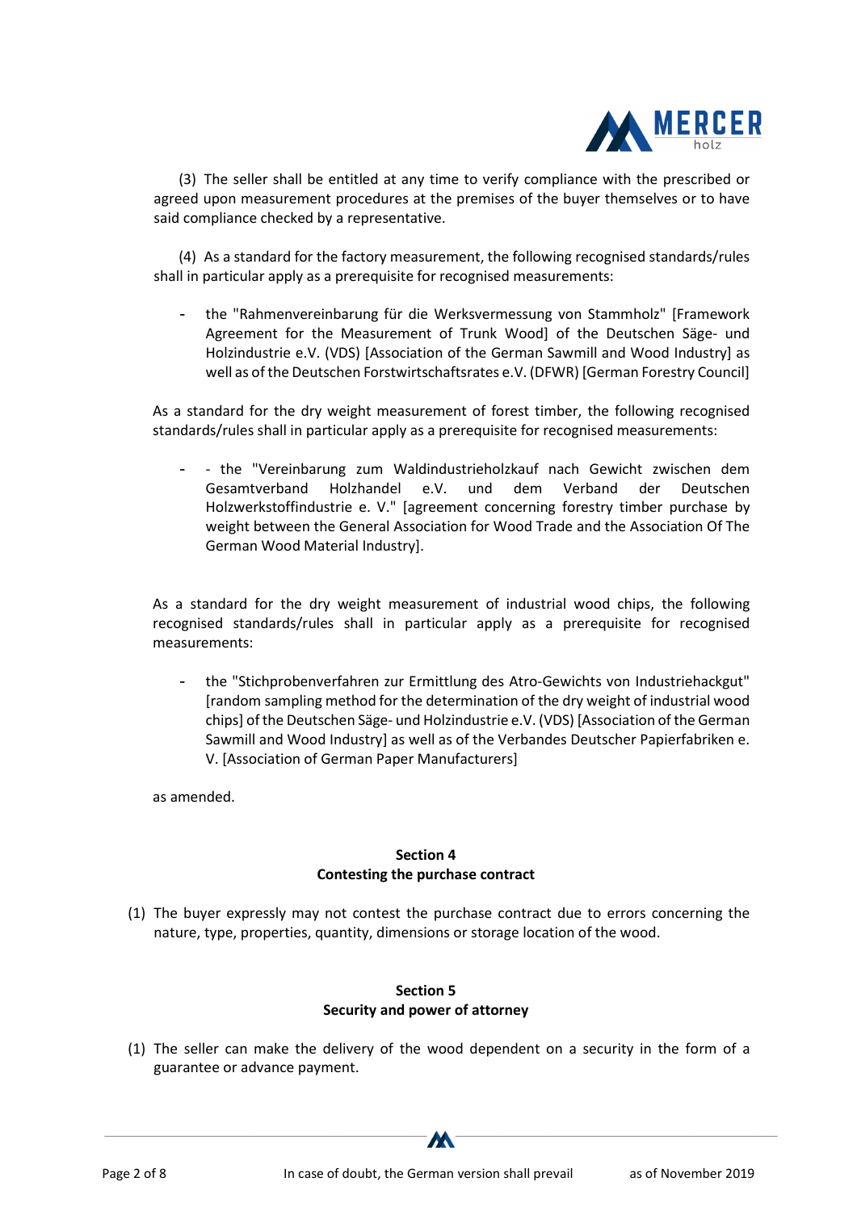(3) The seller shall be entitled at any time to verify compliance with the prescribed or agreed upon measurement procedures at the premises of the buyer themselves or to have said compliance checked by a representative.

(4) As a standard for the factory measurement, the following recognised standards/rules shall in particular apply as a prerequisite for recognised measurements:

- the "Rahmenvereinbarung für die Werksvermessung von Stammholz" [Framework Agreement for the Measurement of Trunk Wood] of the Deutschen Säge- und Holzindustrie e.V. (VDS) [Association of the German Sawmill and Wood Industry] as well as of the Deutschen Forstwirtschaftsrates e.V. (DFWR) [German Forestry Council]

As a standard for the dry weight measurement of forest timber, the following recognised standards/rules shall in particular apply as a prerequisite for recognised measurements:

- - the "Vereinbarung zum Waldindustrieholzkauf nach Gewicht zwischen dem Gesamtverband Holzhandel e.V. und dem Verband der Deutschen Holzwerkstoffindustrie e. V." [agreement concerning forestry timber purchase by weight between the General Association for Wood Trade and the Association Of The German Wood Material Industry].

As a standard for the dry weight measurement of industrial wood chips, the following recognised standards/rules shall in particular apply as a prerequisite for recognised measurements:

- the "Stichprobenverfahren zur Ermittlung des Atro-Gewichts von Industriehackgut" [random sampling method for the determination of the dry weight of industrial wood chips] of the Deutschen Säge- und Holzindustrie e.V. (VDS) [Association of the German Sawmill and Wood Industry] as well as of the Verbandes Deutscher Papierfabriken e. V. [Association of German Paper Manufacturers]

as amended.

## Section 4
## Contesting the purchase contract

(1) The buyer expressly may not contest the purchase contract due to errors concerning the nature, type, properties, quantity, dimensions or storage location of the wood.

## Section 5
## Security and power of attorney

(1) The seller can make the delivery of the wood dependent on a security in the form of a guarantee or advance payment.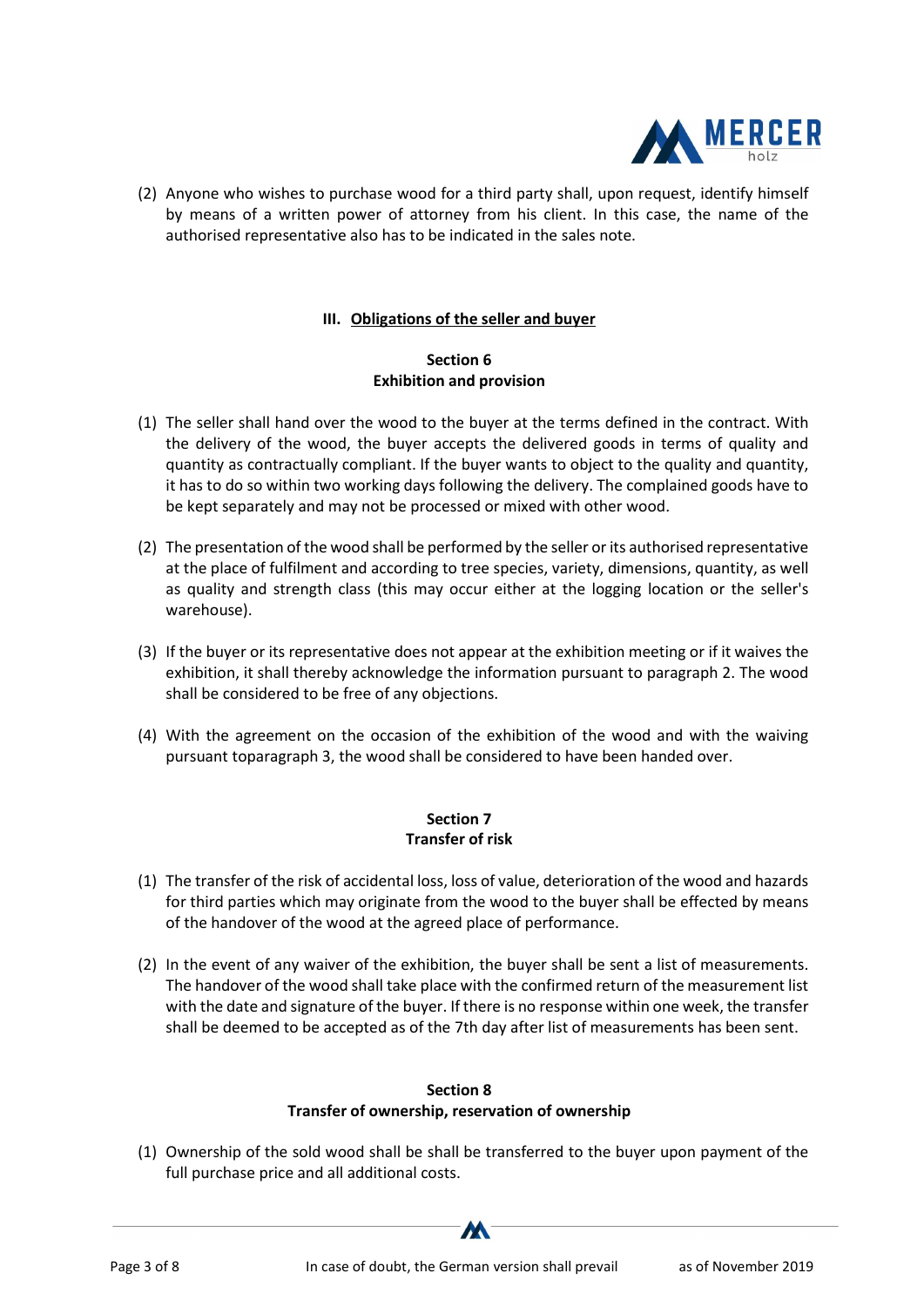(2) Anyone who wishes to purchase wood for a third party shall, upon request, identify himself by means of a written power of attorney from his client. In this case, the name of the authorised representative also has to be indicated in the sales note.

## III. Obligations of the seller and buyer

### Section 6
### Exhibition and provision

(1) The seller shall hand over the wood to the buyer at the terms defined in the contract. With the delivery of the wood, the buyer accepts the delivered goods in terms of quality and quantity as contractually compliant. If the buyer wants to object to the quality and quantity, it has to do so within two working days following the delivery. The complained goods have to be kept separately and may not be processed or mixed with other wood.

(2) The presentation of the wood shall be performed by the seller or its authorised representative at the place of fulfilment and according to tree species, variety, dimensions, quantity, as well as quality and strength class (this may occur either at the logging location or the seller's warehouse).

(3) If the buyer or its representative does not appear at the exhibition meeting or if it waives the exhibition, it shall thereby acknowledge the information pursuant to paragraph 2. The wood shall be considered to be free of any objections.

(4) With the agreement on the occasion of the exhibition of the wood and with the waiving pursuant toparagraph 3, the wood shall be considered to have been handed over.

### Section 7
### Transfer of risk

(1) The transfer of the risk of accidental loss, loss of value, deterioration of the wood and hazards for third parties which may originate from the wood to the buyer shall be effected by means of the handover of the wood at the agreed place of performance.

(2) In the event of any waiver of the exhibition, the buyer shall be sent a list of measurements. The handover of the wood shall take place with the confirmed return of the measurement list with the date and signature of the buyer. If there is no response within one week, the transfer shall be deemed to be accepted as of the 7th day after list of measurements has been sent.

### Section 8
### Transfer of ownership, reservation of ownership

(1) Ownership of the sold wood shall be shall be transferred to the buyer upon payment of the full purchase price and all additional costs.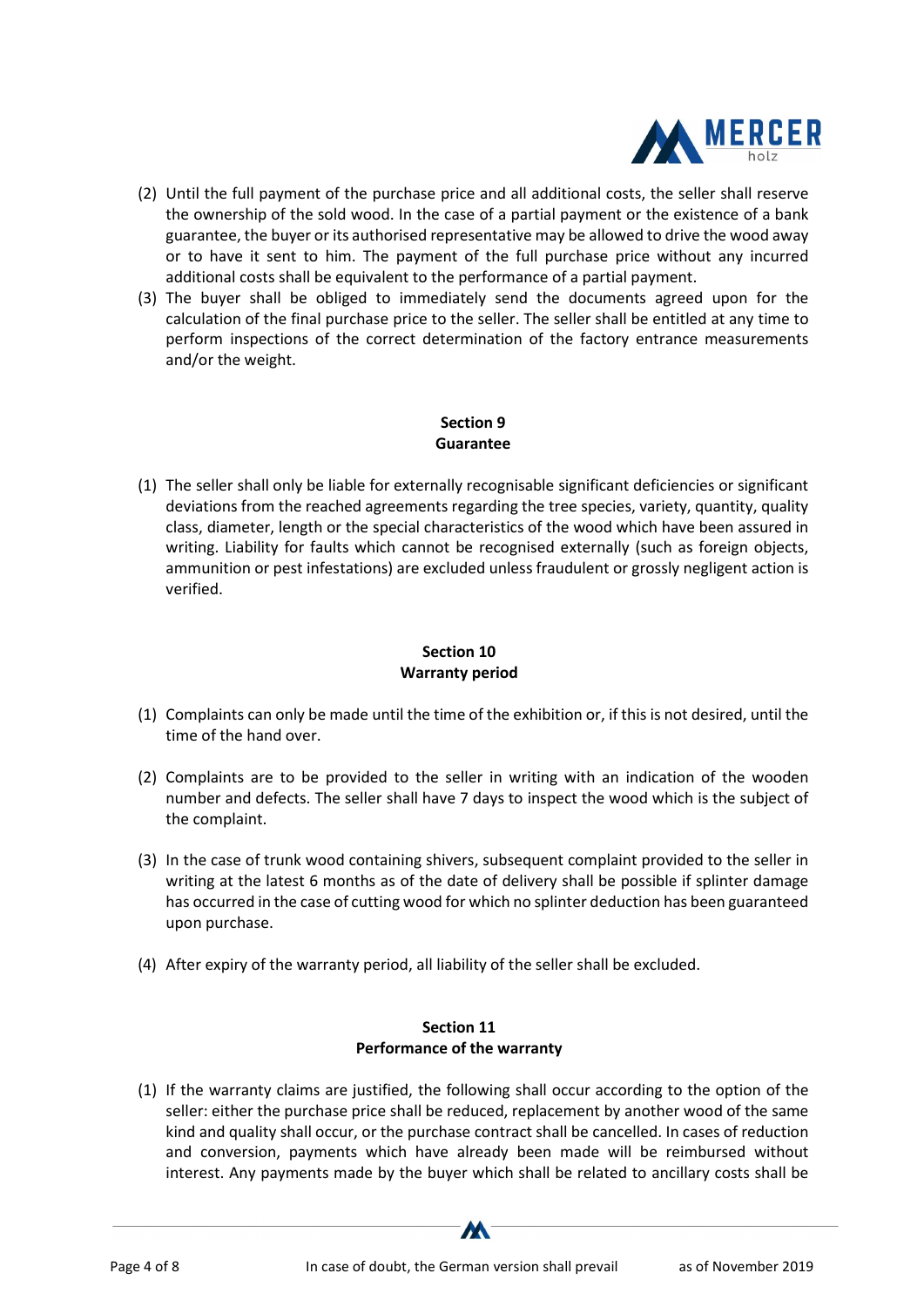(2) Until the full payment of the purchase price and all additional costs, the seller shall reserve the ownership of the sold wood. In the case of a partial payment or the existence of a bank guarantee, the buyer or its authorised representative may be allowed to drive the wood away or to have it sent to him. The payment of the full purchase price without any incurred additional costs shall be equivalent to the performance of a partial payment.

(3) The buyer shall be obliged to immediately send the documents agreed upon for the calculation of the final purchase price to the seller. The seller shall be entitled at any time to perform inspections of the correct determination of the factory entrance measurements and/or the weight.

## Section 9
## Guarantee

(1) The seller shall only be liable for externally recognisable significant deficiencies or significant deviations from the reached agreements regarding the tree species, variety, quantity, quality class, diameter, length or the special characteristics of the wood which have been assured in writing. Liability for faults which cannot be recognised externally (such as foreign objects, ammunition or pest infestations) are excluded unless fraudulent or grossly negligent action is verified.

## Section 10
## Warranty period

(1) Complaints can only be made until the time of the exhibition or, if this is not desired, until the time of the hand over.

(2) Complaints are to be provided to the seller in writing with an indication of the wooden number and defects. The seller shall have 7 days to inspect the wood which is the subject of the complaint.

(3) In the case of trunk wood containing shivers, subsequent complaint provided to the seller in writing at the latest 6 months as of the date of delivery shall be possible if splinter damage has occurred in the case of cutting wood for which no splinter deduction has been guaranteed upon purchase.

(4) After expiry of the warranty period, all liability of the seller shall be excluded.

## Section 11
## Performance of the warranty

(1) If the warranty claims are justified, the following shall occur according to the option of the seller: either the purchase price shall be reduced, replacement by another wood of the same kind and quality shall occur, or the purchase contract shall be cancelled. In cases of reduction and conversion, payments which have already been made will be reimbursed without interest. Any payments made by the buyer which shall be related to ancillary costs shall be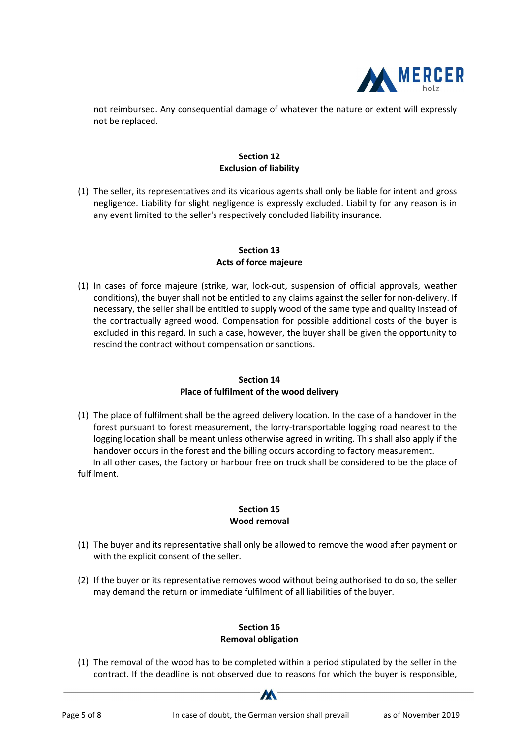not reimbursed. Any consequential damage of whatever the nature or extent will expressly not be replaced.

**Section 12**
**Exclusion of liability**

(1) The seller, its representatives and its vicarious agents shall only be liable for intent and gross negligence. Liability for slight negligence is expressly excluded. Liability for any reason is in any event limited to the seller's respectively concluded liability insurance.

**Section 13**
**Acts of force majeure**

(1) In cases of force majeure (strike, war, lock-out, suspension of official approvals, weather conditions), the buyer shall not be entitled to any claims against the seller for non-delivery. If necessary, the seller shall be entitled to supply wood of the same type and quality instead of the contractually agreed wood. Compensation for possible additional costs of the buyer is excluded in this regard. In such a case, however, the buyer shall be given the opportunity to rescind the contract without compensation or sanctions.

**Section 14**
**Place of fulfilment of the wood delivery**

(1) The place of fulfilment shall be the agreed delivery location. In the case of a handover in the forest pursuant to forest measurement, the lorry-transportable logging road nearest to the logging location shall be meant unless otherwise agreed in writing. This shall also apply if the handover occurs in the forest and the billing occurs according to factory measurement.
In all other cases, the factory or harbour free on truck shall be considered to be the place of fulfilment.

**Section 15**
**Wood removal**

(1) The buyer and its representative shall only be allowed to remove the wood after payment or with the explicit consent of the seller.

(2) If the buyer or its representative removes wood without being authorised to do so, the seller may demand the return or immediate fulfilment of all liabilities of the buyer.

**Section 16**
**Removal obligation**

(1) The removal of the wood has to be completed within a period stipulated by the seller in the contract. If the deadline is not observed due to reasons for which the buyer is responsible,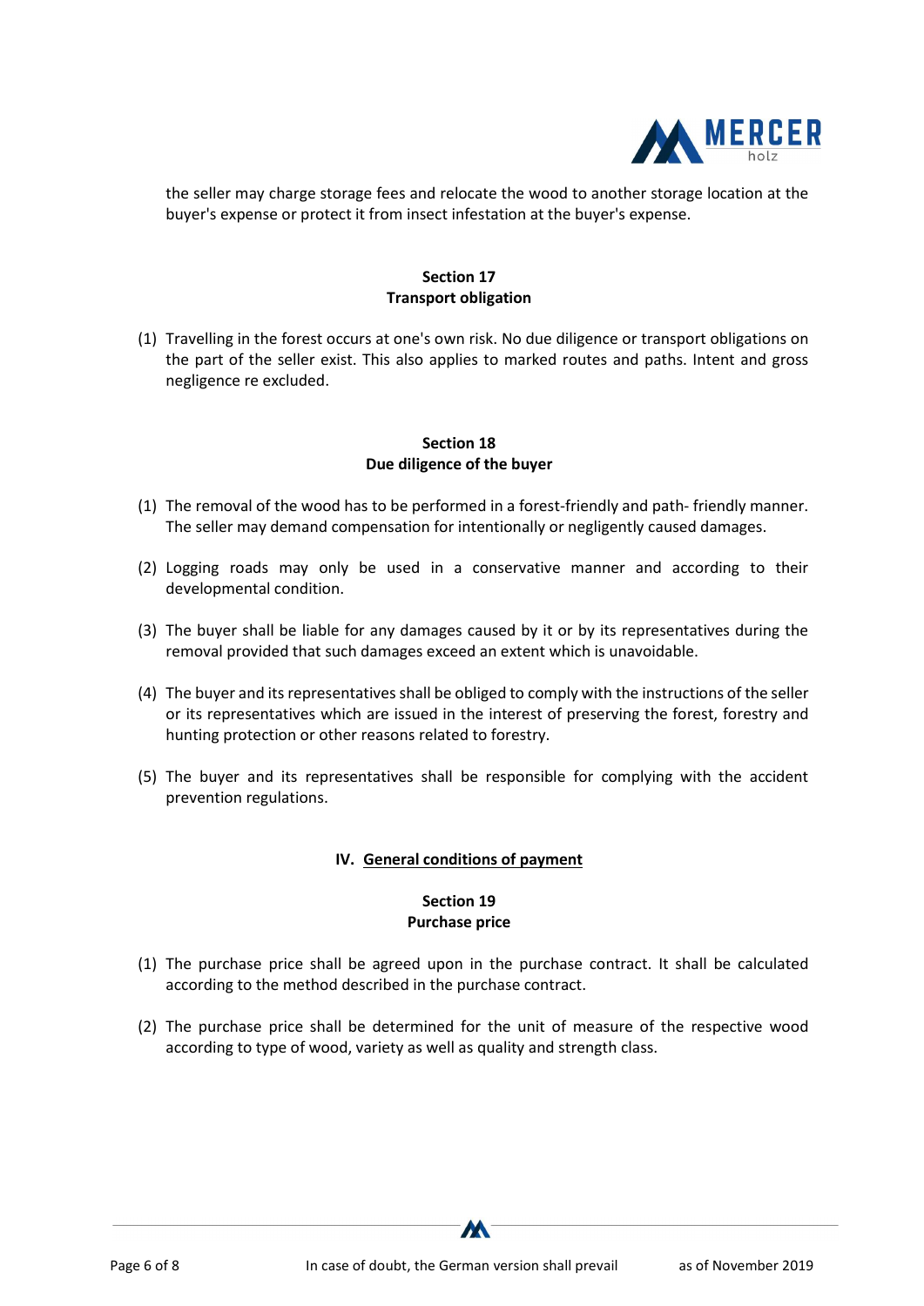the seller may charge storage fees and relocate the wood to another storage location at the buyer's expense or protect it from insect infestation at the buyer's expense.

### Section 17
### Transport obligation

(1) Travelling in the forest occurs at one's own risk. No due diligence or transport obligations on the part of the seller exist. This also applies to marked routes and paths. Intent and gross negligence re excluded.

### Section 18
### Due diligence of the buyer

(1) The removal of the wood has to be performed in a forest-friendly and path- friendly manner. The seller may demand compensation for intentionally or negligently caused damages.

(2) Logging roads may only be used in a conservative manner and according to their developmental condition.

(3) The buyer shall be liable for any damages caused by it or by its representatives during the removal provided that such damages exceed an extent which is unavoidable.

(4) The buyer and its representatives shall be obliged to comply with the instructions of the seller or its representatives which are issued in the interest of preserving the forest, forestry and hunting protection or other reasons related to forestry.

(5) The buyer and its representatives shall be responsible for complying with the accident prevention regulations.

## IV. General conditions of payment

### Section 19
### Purchase price

(1) The purchase price shall be agreed upon in the purchase contract. It shall be calculated according to the method described in the purchase contract.

(2) The purchase price shall be determined for the unit of measure of the respective wood according to type of wood, variety as well as quality and strength class.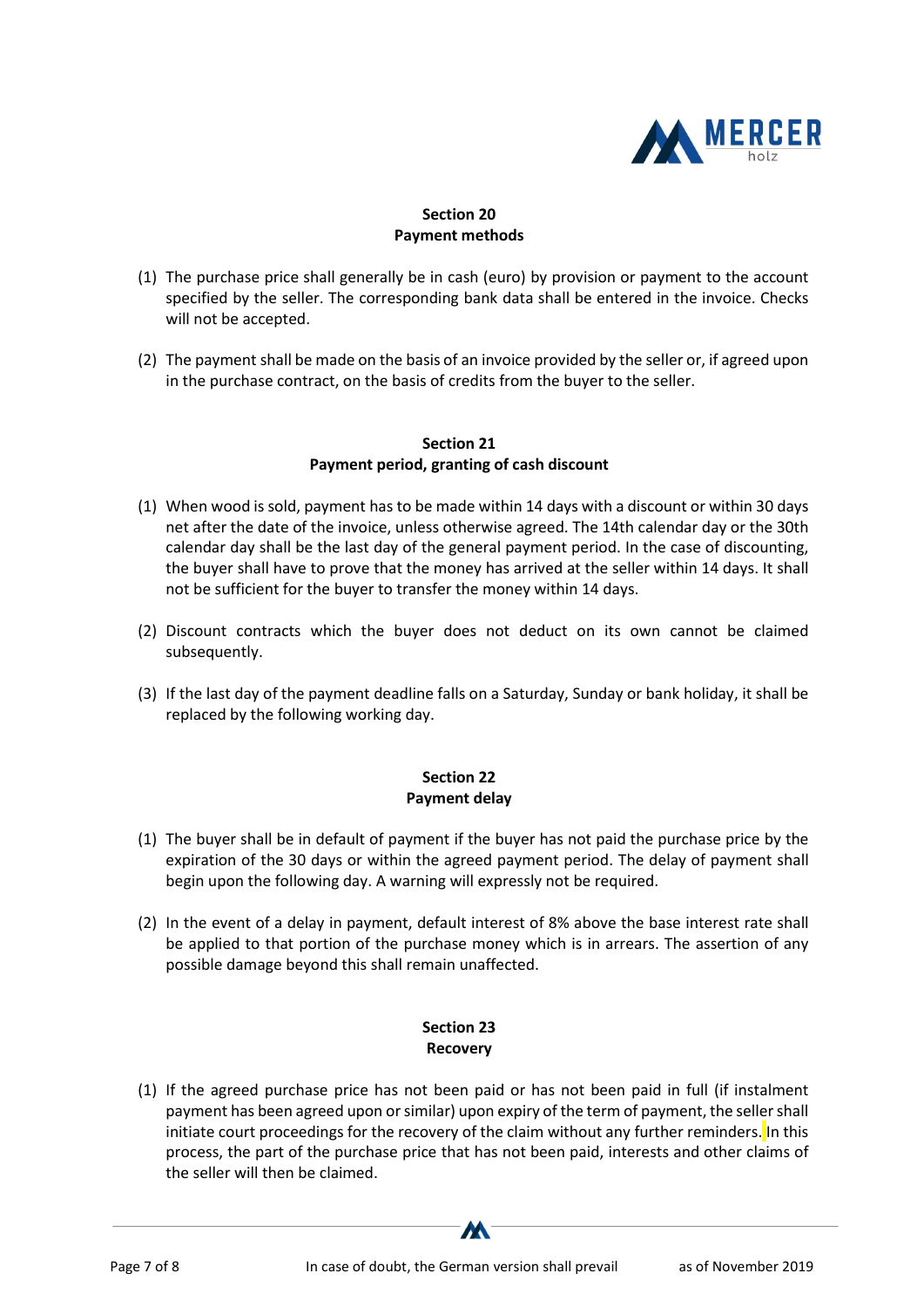## Section 20
## Payment methods

(1) The purchase price shall generally be in cash (euro) by provision or payment to the account specified by the seller. The corresponding bank data shall be entered in the invoice. Checks will not be accepted.

(2) The payment shall be made on the basis of an invoice provided by the seller or, if agreed upon in the purchase contract, on the basis of credits from the buyer to the seller.

## Section 21
## Payment period, granting of cash discount

(1) When wood is sold, payment has to be made within 14 days with a discount or within 30 days net after the date of the invoice, unless otherwise agreed. The 14th calendar day or the 30th calendar day shall be the last day of the general payment period. In the case of discounting, the buyer shall have to prove that the money has arrived at the seller within 14 days. It shall not be sufficient for the buyer to transfer the money within 14 days.

(2) Discount contracts which the buyer does not deduct on its own cannot be claimed subsequently.

(3) If the last day of the payment deadline falls on a Saturday, Sunday or bank holiday, it shall be replaced by the following working day.

## Section 22
## Payment delay

(1) The buyer shall be in default of payment if the buyer has not paid the purchase price by the expiration of the 30 days or within the agreed payment period. The delay of payment shall begin upon the following day. A warning will expressly not be required.

(2) In the event of a delay in payment, default interest of 8% above the base interest rate shall be applied to that portion of the purchase money which is in arrears. The assertion of any possible damage beyond this shall remain unaffected.

## Section 23
## Recovery

(1) If the agreed purchase price has not been paid or has not been paid in full (if instalment payment has been agreed upon or similar) upon expiry of the term of payment, the seller shall initiate court proceedings for the recovery of the claim without any further reminders. In this process, the part of the purchase price that has not been paid, interests and other claims of the seller will then be claimed.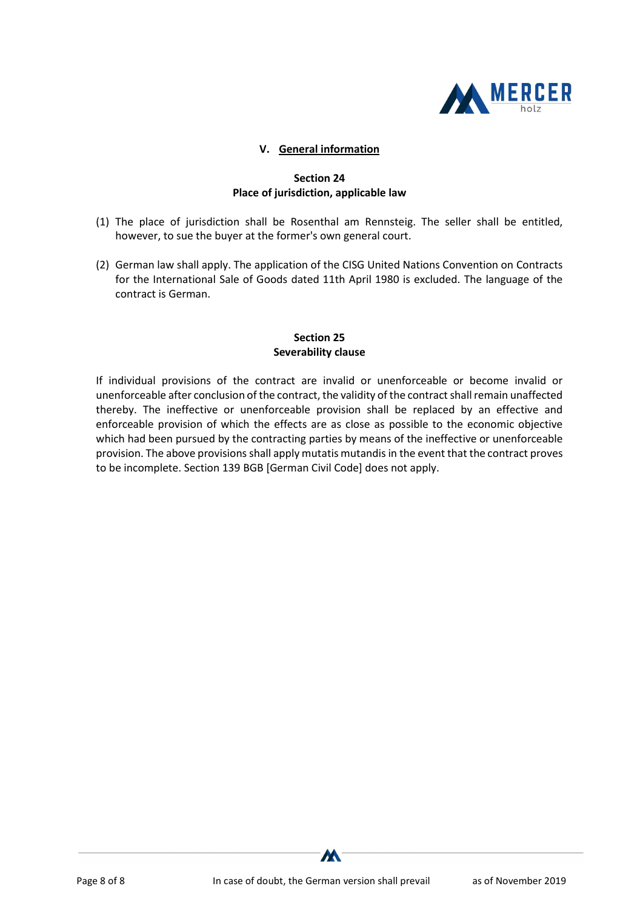## V. General information

### Section 24
### Place of jurisdiction, applicable law

(1) The place of jurisdiction shall be Rosenthal am Rennsteig. The seller shall be entitled, however, to sue the buyer at the former's own general court.

(2) German law shall apply. The application of the CISG United Nations Convention on Contracts for the International Sale of Goods dated 11th April 1980 is excluded. The language of the contract is German.

### Section 25
### Severability clause

If individual provisions of the contract are invalid or unenforceable or become invalid or unenforceable after conclusion of the contract, the validity of the contract shall remain unaffected thereby. The ineffective or unenforceable provision shall be replaced by an effective and enforceable provision of which the effects are as close as possible to the economic objective which had been pursued by the contracting parties by means of the ineffective or unenforceable provision. The above provisions shall apply mutatis mutandis in the event that the contract proves to be incomplete. Section 139 BGB [German Civil Code] does not apply.